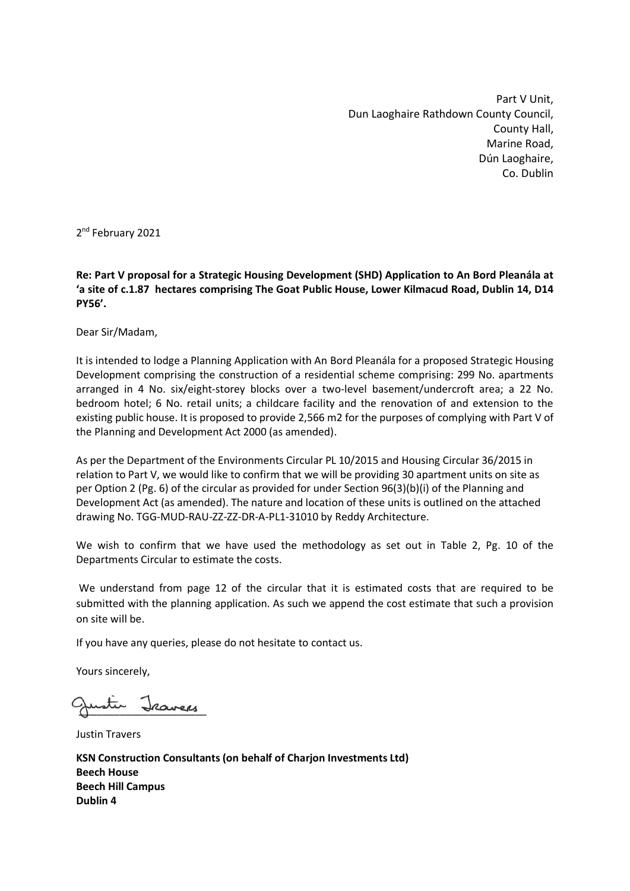Part V Unit,
Dun Laoghaire Rathdown County Council,
County Hall,
Marine Road,
Dún Laoghaire,
Co. Dublin

2nd February 2021

**Re: Part V proposal for a Strategic Housing Development (SHD) Application to An Bord Pleanála at 'a site of c.1.87 hectares comprising The Goat Public House, Lower Kilmacud Road, Dublin 14, D14 PY56'.**

Dear Sir/Madam,

It is intended to lodge a Planning Application with An Bord Pleanála for a proposed Strategic Housing Development comprising the construction of a residential scheme comprising: 299 No. apartments arranged in 4 No. six/eight-storey blocks over a two-level basement/undercroft area; a 22 No. bedroom hotel; 6 No. retail units; a childcare facility and the renovation of and extension to the existing public house. It is proposed to provide 2,566 m2 for the purposes of complying with Part V of the Planning and Development Act 2000 (as amended).

As per the Department of the Environments Circular PL 10/2015 and Housing Circular 36/2015 in relation to Part V, we would like to confirm that we will be providing 30 apartment units on site as per Option 2 (Pg. 6) of the circular as provided for under Section 96(3)(b)(i) of the Planning and Development Act (as amended). The nature and location of these units is outlined on the attached drawing No. TGG-MUD-RAU-ZZ-ZZ-DR-A-PL1-31010 by Reddy Architecture.

We wish to confirm that we have used the methodology as set out in Table 2, Pg. 10 of the Departments Circular to estimate the costs.

We understand from page 12 of the circular that it is estimated costs that are required to be submitted with the planning application. As such we append the cost estimate that such a provision on site will be.

If you have any queries, please do not hesitate to contact us.

Yours sincerely,

Justin Travers

Justin Travers

**KSN Construction Consultants (on behalf of Charjon Investments Ltd)**
**Beech House**
**Beech Hill Campus**
**Dublin 4**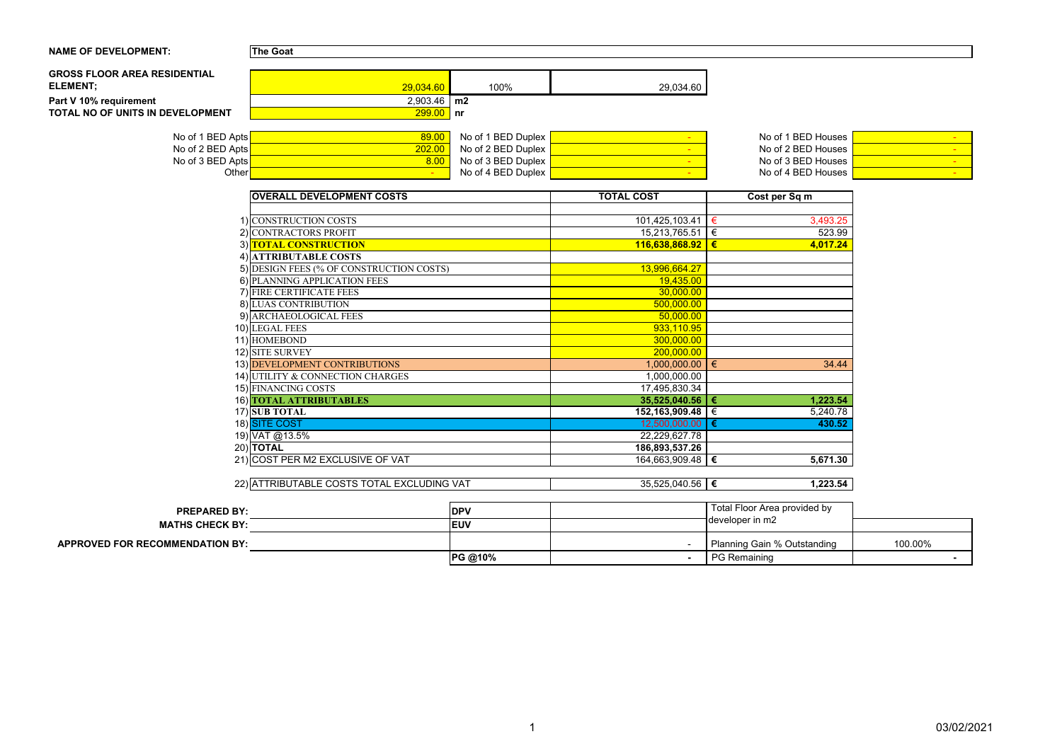**NAME OF DEVELOPMENT:** The Goat

| | | | |
|---|---|---|---|
| **GROSS FLOOR AREA RESIDENTIAL ELEMENT;** | 29,034.60 | 100% | 29,034.60 |
| **Part V 10% requirement** | 2,903.46 | **m2** | |
| **TOTAL NO OF UNITS IN DEVELOPMENT** | 299.00 | **nr** | |

| | | | | | |
|---|---|---|---|---|---|
| No of 1 BED Apts | 89.00 | No of 1 BED Duplex | - | No of 1 BED Houses | - |
| No of 2 BED Apts | 202.00 | No of 2 BED Duplex | - | No of 2 BED Houses | - |
| No of 3 BED Apts | 8.00 | No of 3 BED Duplex | - | No of 3 BED Houses | - |
| Other | - | No of 4 BED Duplex | - | No of 4 BED Houses | - |

| | OVERALL DEVELOPMENT COSTS | TOTAL COST | Cost per Sq m |
|---|---|---|---|
| 1) | CONSTRUCTION COSTS | 101,425,103.41 | € 3,493.25 |
| 2) | CONTRACTORS PROFIT | 15,213,765.51 | € 523.99 |
| 3) | **TOTAL CONSTRUCTION** | **116,638,868.92** | **€ 4,017.24** |
| 4) | **ATTRIBUTABLE COSTS** | | |
| 5) | DESIGN FEES (% OF CONSTRUCTION COSTS) | 13,996,664.27 | |
| 6) | PLANNING APPLICATION FEES | 19,435.00 | |
| 7) | FIRE CERTIFICATE FEES | 30,000.00 | |
| 8) | LUAS CONTRIBUTION | 500,000.00 | |
| 9) | ARCHAEOLOGICAL FEES | 50,000.00 | |
| 10) | LEGAL FEES | 933,110.95 | |
| 11) | HOMEBOND | 300,000.00 | |
| 12) | SITE SURVEY | 200,000.00 | |
| 13) | DEVELOPMENT CONTRIBUTIONS | 1,000,000.00 | € 34.44 |
| 14) | UTILITY & CONNECTION CHARGES | 1,000,000.00 | |
| 15) | FINANCING COSTS | 17,495,830.34 | |
| 16) | **TOTAL ATTRIBUTABLES** | **35,525,040.56** | **€ 1,223.54** |
| 17) | **SUB TOTAL** | **152,163,909.48** | € 5,240.78 |
| 18) | SITE COST | 12,500,000.00 | **€ 430.52** |
| 19) | VAT @13.5% | 22,229,627.78 | |
| 20) | **TOTAL** | **186,893,537.26** | |
| 21) | COST PER M2 EXCLUSIVE OF VAT | 164,663,909.48 | **€ 5,671.30** |
| 22) | ATTRIBUTABLE COSTS TOTAL EXCLUDING VAT | 35,525,040.56 | **€ 1,223.54** |

| | | | | |
|---|---|---|---|---|
| **PREPARED BY:** | **DPV** | | Total Floor Area provided by developer in m2 | |
| **MATHS CHECK BY:** | **EUV** | | | |
| **APPROVED FOR RECOMMENDATION BY:** | | - | Planning Gain % Outstanding | 100.00% |
| | **PG @10%** | **-** | PG Remaining | **-** |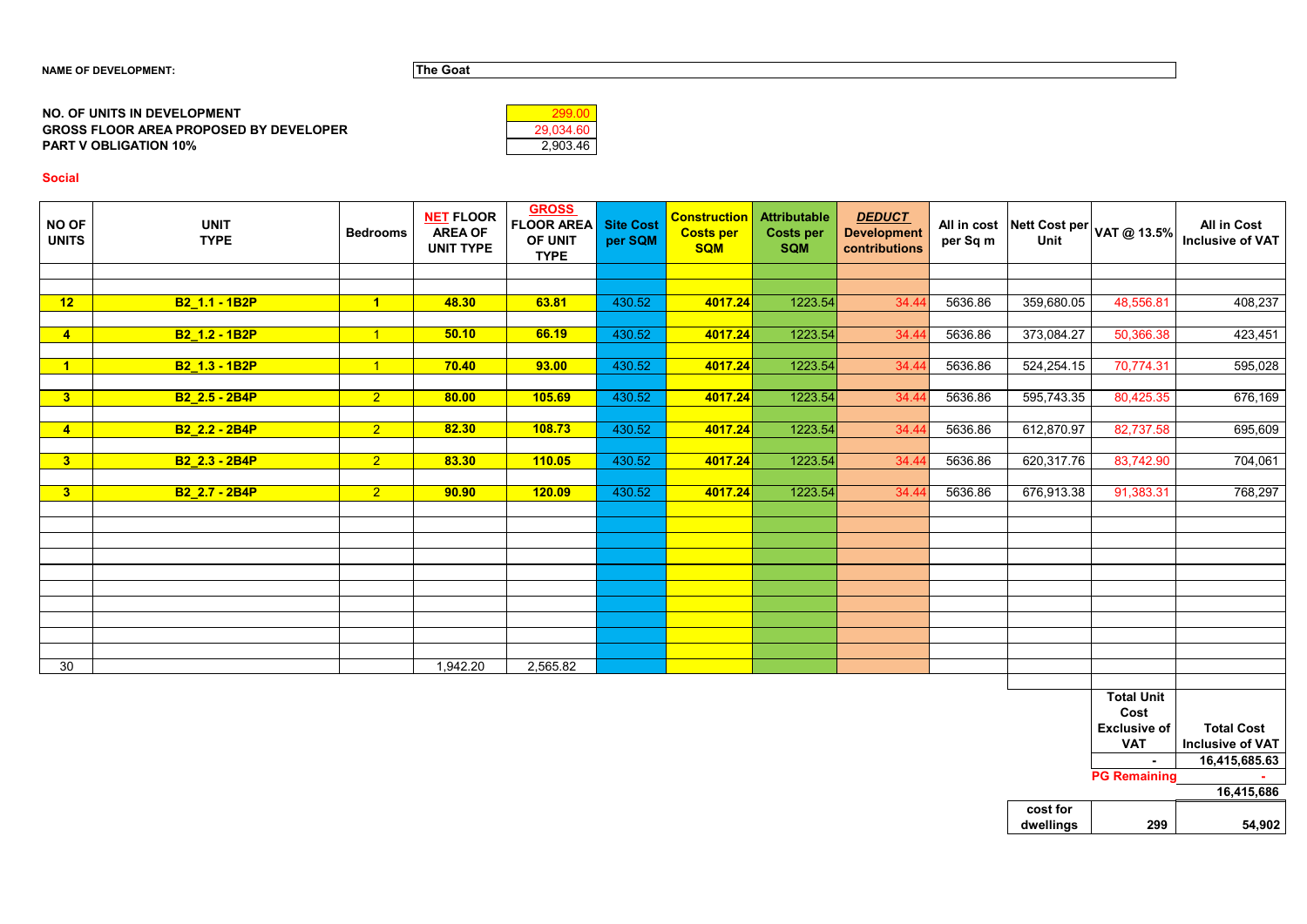**NAME OF DEVELOPMENT:** The Goat

| | |
|---|---|
| **NO. OF UNITS IN DEVELOPMENT** | 299.00 |
| **GROSS FLOOR AREA PROPOSED BY DEVELOPER** | 29,034.60 |
| **PART V OBLIGATION 10%** | 2,903.46 |

**Social**

| NO OF UNITS | UNIT TYPE | Bedrooms | NET FLOOR AREA OF UNIT TYPE | GROSS FLOOR AREA OF UNIT TYPE | Site Cost per SQM | Construction Costs per SQM | Attributable Costs per SQM | DEDUCT Development contributions | All in cost per Sq m | Nett Cost per Unit | VAT @ 13.5% | All in Cost Inclusive of VAT |
|---|---|---|---|---|---|---|---|---|---|---|---|---|
| 12 | B2_1.1 - 1B2P | 1 | 48.30 | 63.81 | 430.52 | 4017.24 | 1223.54 | 34.44 | 5636.86 | 359,680.05 | 48,556.81 | 408,237 |
| 4 | B2_1.2 - 1B2P | 1 | 50.10 | 66.19 | 430.52 | 4017.24 | 1223.54 | 34.44 | 5636.86 | 373,084.27 | 50,366.38 | 423,451 |
| 1 | B2_1.3 - 1B2P | 1 | 70.40 | 93.00 | 430.52 | 4017.24 | 1223.54 | 34.44 | 5636.86 | 524,254.15 | 70,774.31 | 595,028 |
| 3 | B2_2.5 - 2B4P | 2 | 80.00 | 105.69 | 430.52 | 4017.24 | 1223.54 | 34.44 | 5636.86 | 595,743.35 | 80,425.35 | 676,169 |
| 4 | B2_2.2 - 2B4P | 2 | 82.30 | 108.73 | 430.52 | 4017.24 | 1223.54 | 34.44 | 5636.86 | 612,870.97 | 82,737.58 | 695,609 |
| 3 | B2_2.3 - 2B4P | 2 | 83.30 | 110.05 | 430.52 | 4017.24 | 1223.54 | 34.44 | 5636.86 | 620,317.76 | 83,742.90 | 704,061 |
| 3 | B2_2.7 - 2B4P | 2 | 90.90 | 120.09 | 430.52 | 4017.24 | 1223.54 | 34.44 | 5636.86 | 676,913.38 | 91,383.31 | 768,297 |
| 30 | | | 1,942.20 | 2,565.82 | | | | | | | | |

| | Total Unit Cost Exclusive of VAT | Total Cost Inclusive of VAT |
|---|---|---|
| | - | 16,415,685.63 |
| | PG Remaining | - |
| | | 16,415,686 |
| cost for dwellings | 299 | 54,902 |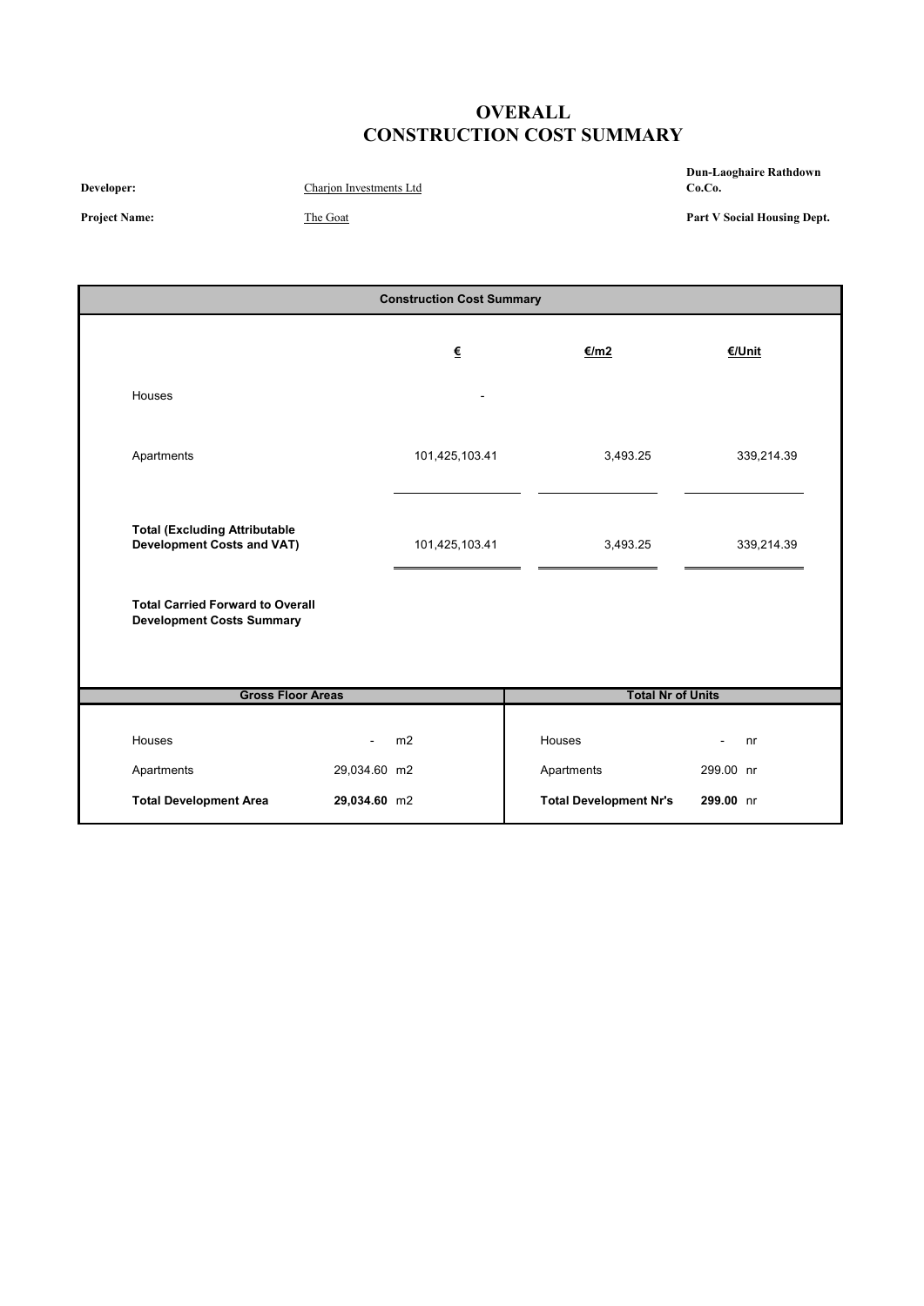# OVERALL
# CONSTRUCTION COST SUMMARY

**Developer:** Charjon Investments Ltd

**Project Name:** The Goat

**Dun-Laoghaire Rathdown Co.Co.**

**Part V Social Housing Dept.**

| Construction Cost Summary | | | |
|---|---|---|---|
| | **€** | **€/m2** | **€/Unit** |
| Houses | - | | |
| Apartments | 101,425,103.41 | 3,493.25 | 339,214.39 |
| **Total (Excluding Attributable Development Costs and VAT)** | 101,425,103.41 | 3,493.25 | 339,214.39 |
| **Total Carried Forward to Overall Development Costs Summary** | | | |

| Gross Floor Areas | | Total Nr of Units | |
|---|---|---|---|
| Houses | - m2 | Houses | - nr |
| Apartments | 29,034.60 m2 | Apartments | 299.00 nr |
| **Total Development Area** | **29,034.60** m2 | **Total Development Nr's** | **299.00** nr |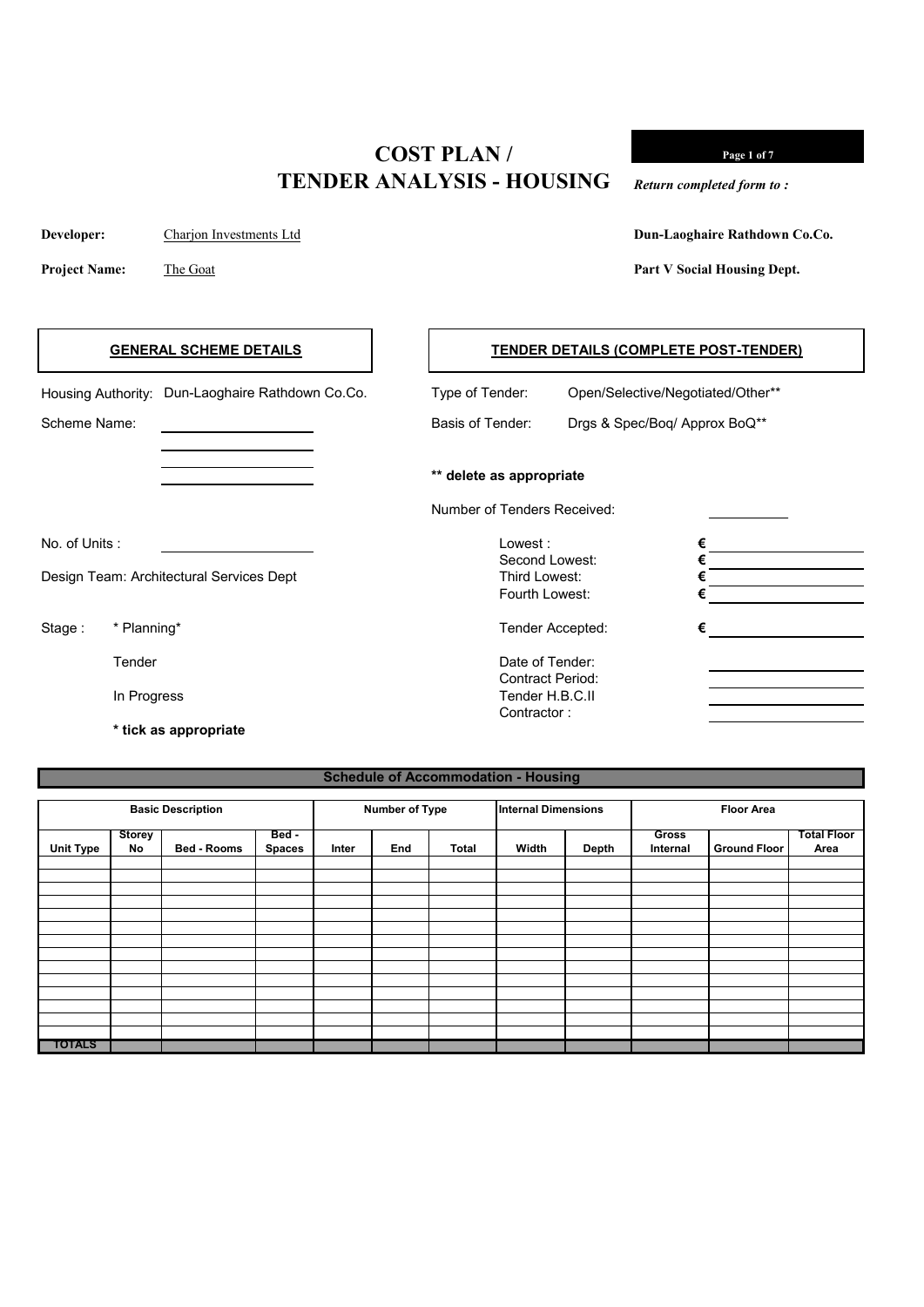# COST PLAN / TENDER ANALYSIS - HOUSING

*Return completed form to :*

**Dun-Laoghaire Rathdown Co.Co.**

**Part V Social Housing Dept.**

**Developer:** Charjon Investments Ltd

**Project Name:** The Goat

## GENERAL SCHEME DETAILS

Housing Authority: Dun-Laoghaire Rathdown Co.Co.

Scheme Name: ____________

No. of Units : ____________

Design Team: Architectural Services Dept

Stage : * Planning*

Tender

In Progress

**\* tick as appropriate**

## TENDER DETAILS (COMPLETE POST-TENDER)

Type of Tender: Open/Selective/Negotiated/Other**

Basis of Tender: Drgs & Spec/Boq/ Approx BoQ**

**\*\* delete as appropriate**

Number of Tenders Received: ____________

Lowest : € ____________

Second Lowest: € ____________

Third Lowest: € ____________

Fourth Lowest: € ____________

Tender Accepted: € ____________

Date of Tender: ____________

Contract Period: ____________

Tender H.B.C.II ____________

Contractor : ____________

## Schedule of Accommodation - Housing

| Basic Description | | | | Number of Type | | | Internal Dimensions | | Floor Area | | |
|---|---|---|---|---|---|---|---|---|---|---|---|
| Unit Type | Storey No | Bed - Rooms | Bed - Spaces | Inter | End | Total | Width | Depth | Gross Internal | Ground Floor | Total Floor Area |
| | | | | | | | | | | | |
| | | | | | | | | | | | |
| | | | | | | | | | | | |
| | | | | | | | | | | | |
| | | | | | | | | | | | |
| | | | | | | | | | | | |
| | | | | | | | | | | | |
| | | | | | | | | | | | |
| | | | | | | | | | | | |
| | | | | | | | | | | | |
| | | | | | | | | | | | |
| | | | | | | | | | | | |
| | | | | | | | | | | | |
| | | | | | | | | | | | |
| TOTALS | | | | | | | | | | | |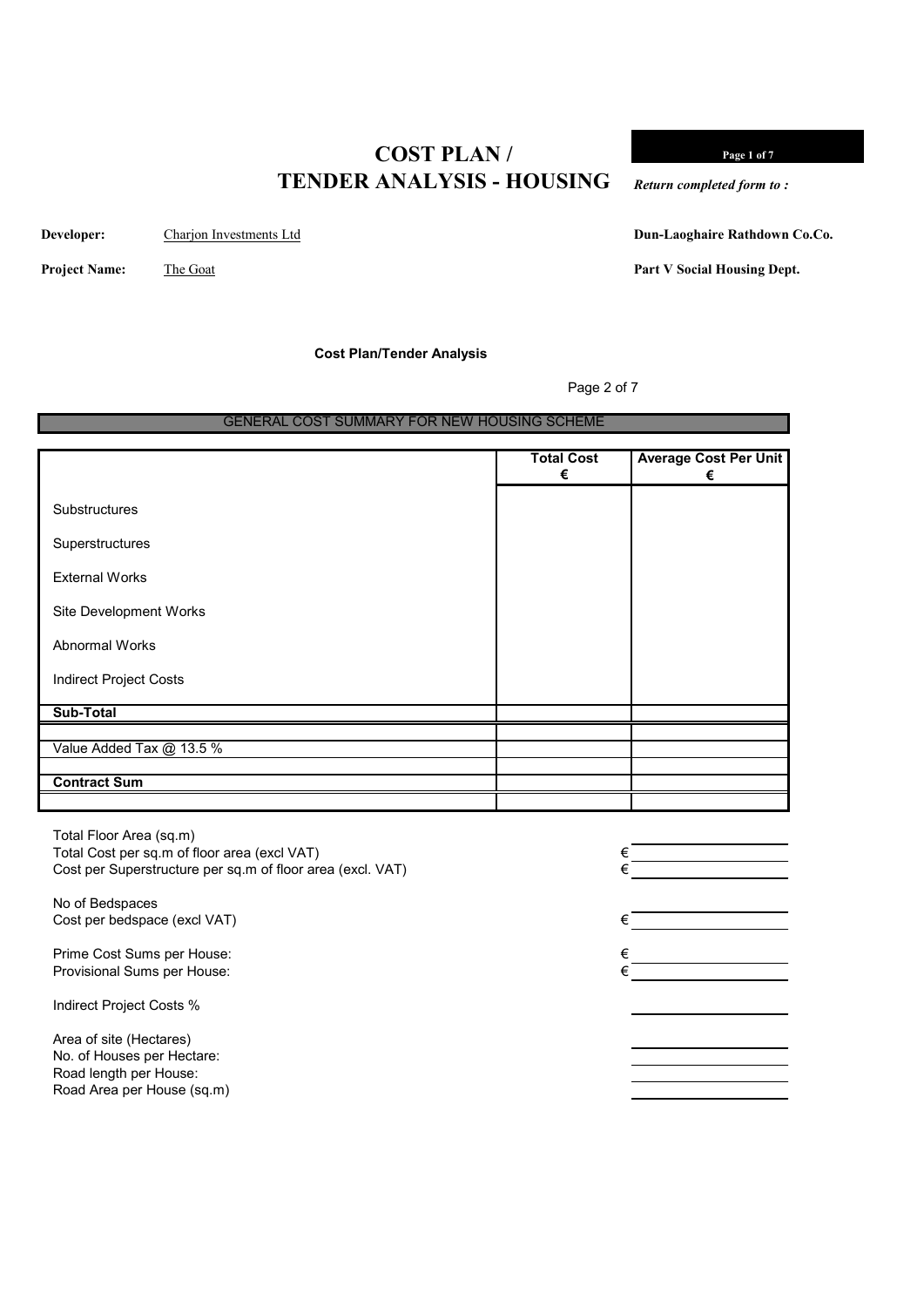# COST PLAN / TENDER ANALYSIS - HOUSING

*Return completed form to :*

**Developer:** Charjon Investments Ltd

**Project Name:** The Goat

**Dun-Laoghaire Rathdown Co.Co.**

**Part V Social Housing Dept.**

**Cost Plan/Tender Analysis**

GENERAL COST SUMMARY FOR NEW HOUSING SCHEME

| | Total Cost € | Average Cost Per Unit € |
|---|---|---|
| Substructures | | |
| Superstructures | | |
| External Works | | |
| Site Development Works | | |
| Abnormal Works | | |
| Indirect Project Costs | | |
| **Sub-Total** | | |
| | | |
| Value Added Tax @ 13.5 % | | |
| | | |
| **Contract Sum** | | |
| | | |

Total Floor Area (sq.m) ____________

Total Cost per sq.m of floor area (excl VAT) € ____________

Cost per Superstructure per sq.m of floor area (excl. VAT) € ____________

No of Bedspaces ____________

Cost per bedspace (excl VAT) € ____________

Prime Cost Sums per House: € ____________

Provisional Sums per House: € ____________

Indirect Project Costs % ____________

Area of site (Hectares) ____________

No. of Houses per Hectare: ____________

Road length per House: ____________

Road Area per House (sq.m) ____________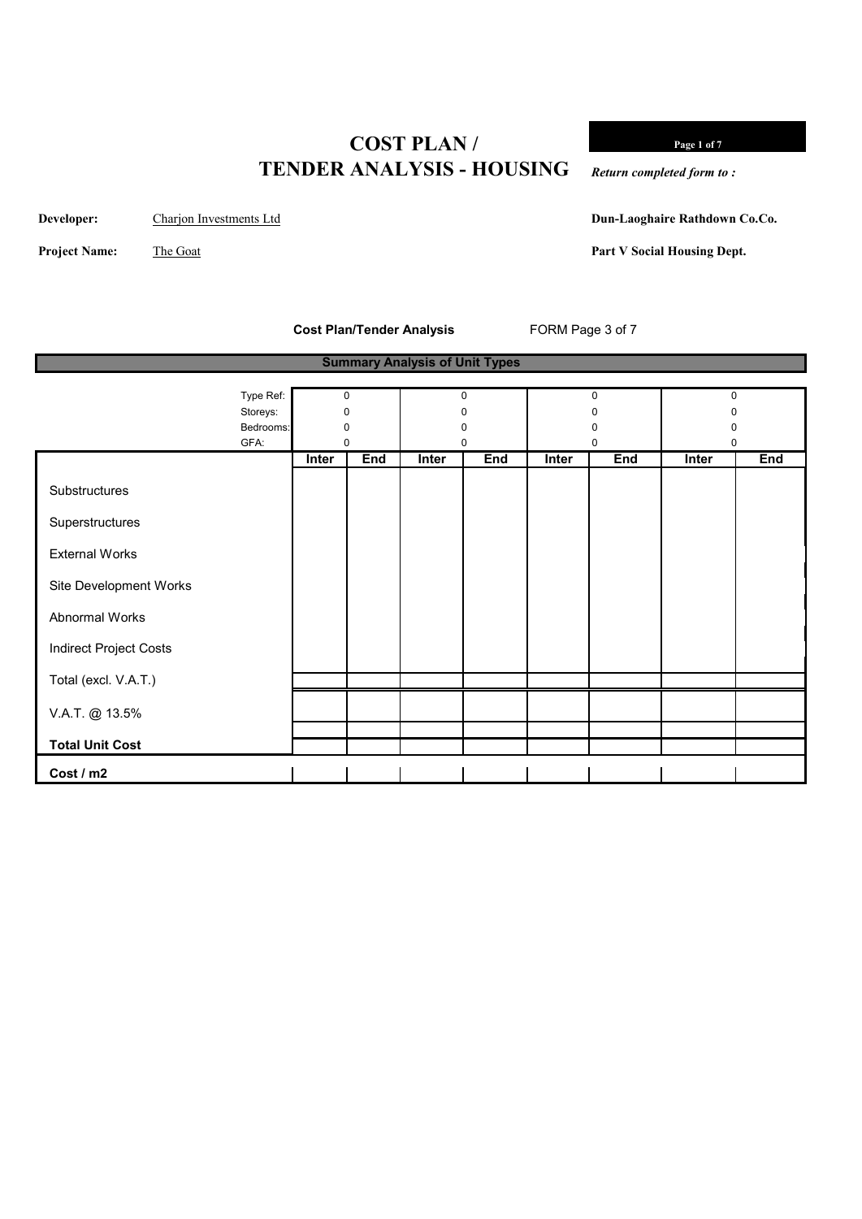# COST PLAN / TENDER ANALYSIS - HOUSING

*Return completed form to :*

**Developer:** Charjon Investments Ltd

**Project Name:** The Goat

**Dun-Laoghaire Rathdown Co.Co.**

**Part V Social Housing Dept.**

**Cost Plan/Tender Analysis** FORM Page 3 of 7

**Summary Analysis of Unit Types**

| | | | | | | | | |
|---|---|---|---|---|---|---|---|---|
| Type Ref: | 0 | | 0 | | 0 | | 0 | |
| Storeys: | 0 | | 0 | | 0 | | 0 | |
| Bedrooms: | 0 | | 0 | | 0 | | 0 | |
| GFA: | 0 | | 0 | | 0 | | 0 | |
| | **Inter** | **End** | **Inter** | **End** | **Inter** | **End** | **Inter** | **End** |
| Substructures | | | | | | | | |
| Superstructures | | | | | | | | |
| External Works | | | | | | | | |
| Site Development Works | | | | | | | | |
| Abnormal Works | | | | | | | | |
| Indirect Project Costs | | | | | | | | |
| Total (excl. V.A.T.) | | | | | | | | |
| V.A.T. @ 13.5% | | | | | | | | |
| **Total Unit Cost** | | | | | | | | |
| **Cost / m2** | | | | | | | | |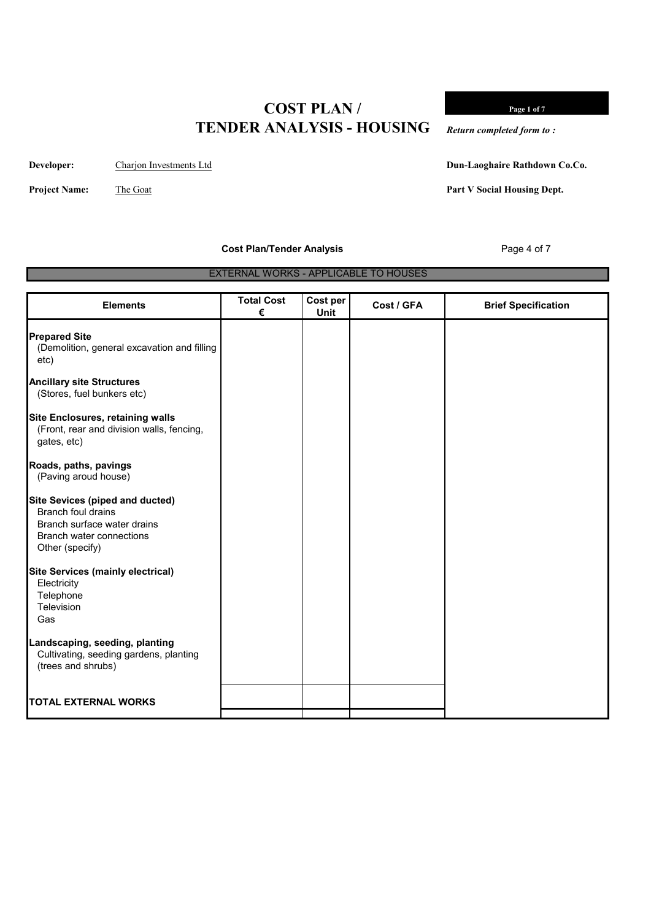# COST PLAN / TENDER ANALYSIS - HOUSING

*Return completed form to :*

**Developer:** Charjon Investments Ltd

**Project Name:** The Goat

**Dun-Laoghaire Rathdown Co.Co.**

**Part V Social Housing Dept.**

**Cost Plan/Tender Analysis**

EXTERNAL WORKS - APPLICABLE TO HOUSES

| Elements | Total Cost € | Cost per Unit | Cost / GFA | Brief Specification |
|---|---|---|---|---|
| **Prepared Site**<br>(Demolition, general excavation and filling etc) | | | | |
| **Ancillary site Structures**<br>(Stores, fuel bunkers etc) | | | | |
| **Site Enclosures, retaining walls**<br>(Front, rear and division walls, fencing, gates, etc) | | | | |
| **Roads, paths, pavings**<br>(Paving aroud house) | | | | |
| **Site Sevices (piped and ducted)**<br>Branch foul drains<br>Branch surface water drains<br>Branch water connections<br>Other (specify) | | | | |
| **Site Services (mainly electrical)**<br>Electricity<br>Telephone<br>Television<br>Gas | | | | |
| **Landscaping, seeding, planting**<br>Cultivating, seeding gardens, planting (trees and shrubs) | | | | |
| **TOTAL EXTERNAL WORKS** | | | | |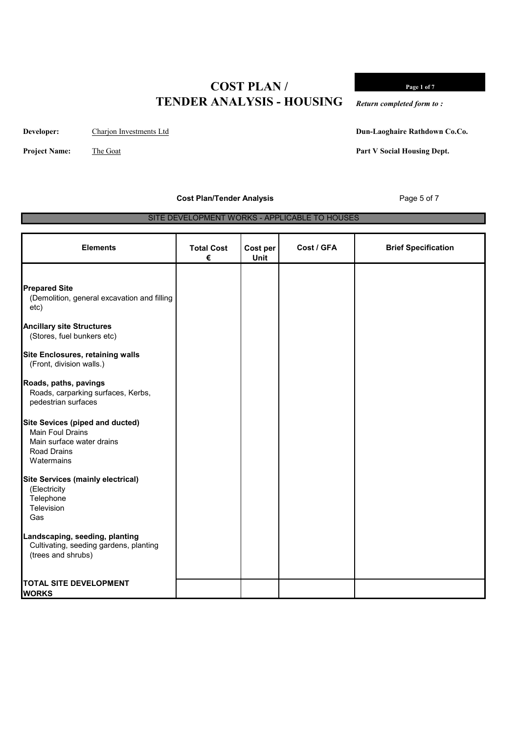# COST PLAN / TENDER ANALYSIS - HOUSING

*Return completed form to :*

**Developer:** Charjon Investments Ltd

**Project Name:** The Goat

**Dun-Laoghaire Rathdown Co.Co.**

**Part V Social Housing Dept.**

**Cost Plan/Tender Analysis**

Page 5 of 7

SITE DEVELOPMENT WORKS - APPLICABLE TO HOUSES

| Elements | Total Cost € | Cost per Unit | Cost / GFA | Brief Specification |
|---|---|---|---|---|
| **Prepared Site**<br>(Demolition, general excavation and filling etc) | | | | |
| **Ancillary site Structures**<br>(Stores, fuel bunkers etc) | | | | |
| **Site Enclosures, retaining walls**<br>(Front, division walls.) | | | | |
| **Roads, paths, pavings**<br>Roads, carparking surfaces, Kerbs, pedestrian surfaces | | | | |
| **Site Sevices (piped and ducted)**<br>Main Foul Drains<br>Main surface water drains<br>Road Drains<br>Watermains | | | | |
| **Site Services (mainly electrical)**<br>(Electricity<br>Telephone<br>Television<br>Gas | | | | |
| **Landscaping, seeding, planting**<br>Cultivating, seeding gardens, planting (trees and shrubs) | | | | |
| **TOTAL SITE DEVELOPMENT WORKS** | | | | |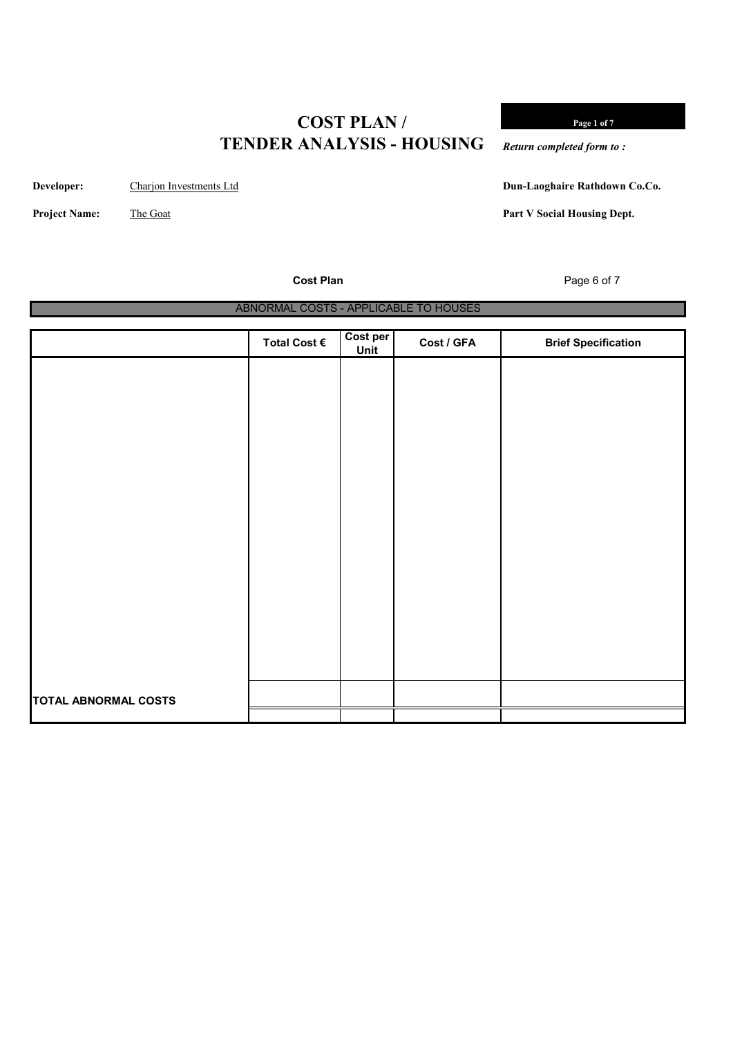# COST PLAN / TENDER ANALYSIS - HOUSING

*Return completed form to :*

**Developer:** Charjon Investments Ltd

**Project Name:** The Goat

**Dun-Laoghaire Rathdown Co.Co.**

**Part V Social Housing Dept.**

**Cost Plan**

ABNORMAL COSTS - APPLICABLE TO HOUSES

| | Total Cost € | Cost per Unit | Cost / GFA | Brief Specification |
|---|---|---|---|---|
| | | | | |
| **TOTAL ABNORMAL COSTS** | | | | |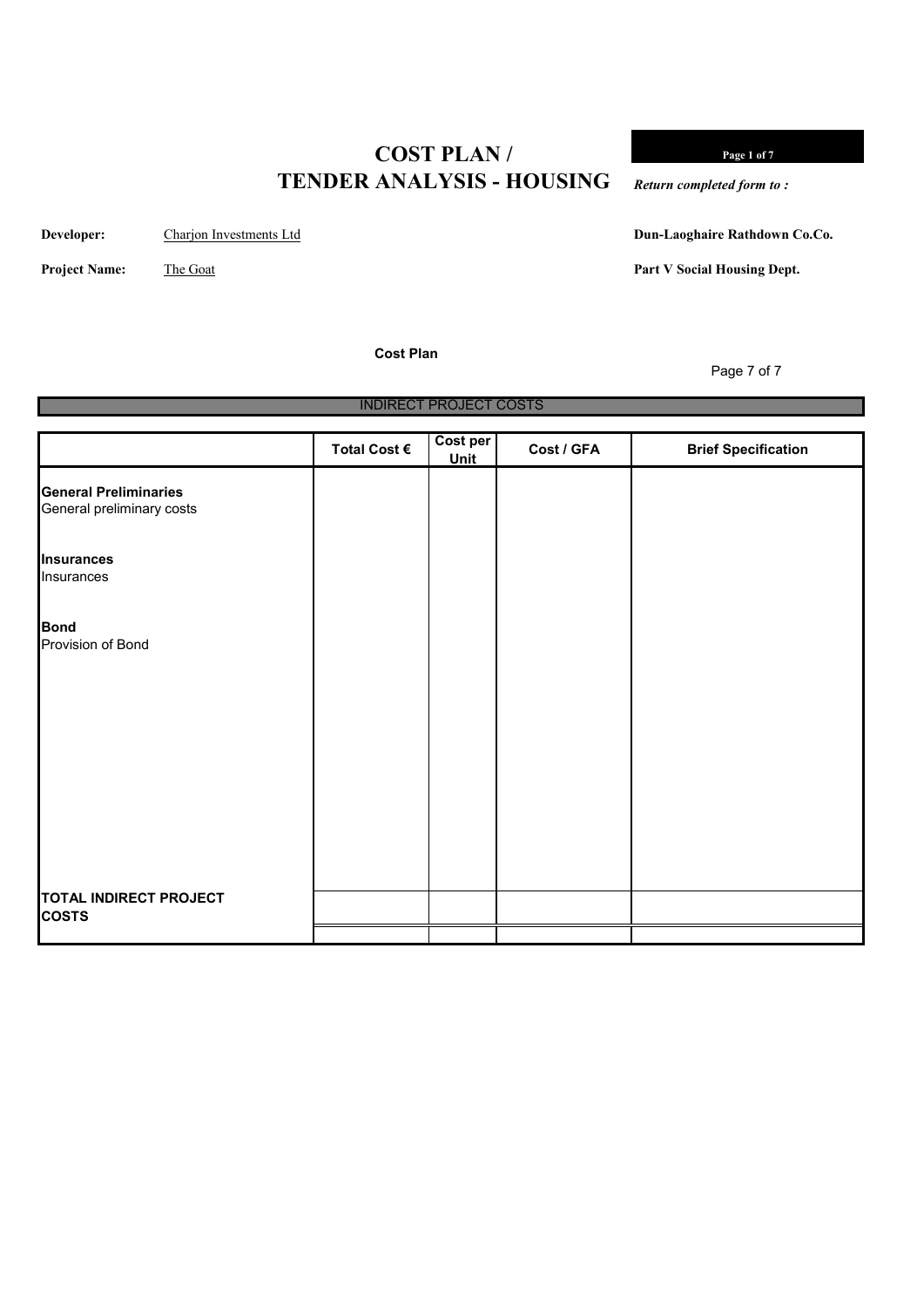# COST PLAN / TENDER ANALYSIS - HOUSING

*Return completed form to :*

**Developer:** Charjon Investments Ltd

**Project Name:** The Goat

**Dun-Laoghaire Rathdown Co.Co.**

**Part V Social Housing Dept.**

**Cost Plan**

## INDIRECT PROJECT COSTS

| | Total Cost € | Cost per Unit | Cost / GFA | Brief Specification |
|---|---|---|---|---|
| **General Preliminaries**<br>General preliminary costs | | | | |
| **Insurances**<br>Insurances | | | | |
| **Bond**<br>Provision of Bond | | | | |
| **TOTAL INDIRECT PROJECT COSTS** | | | | |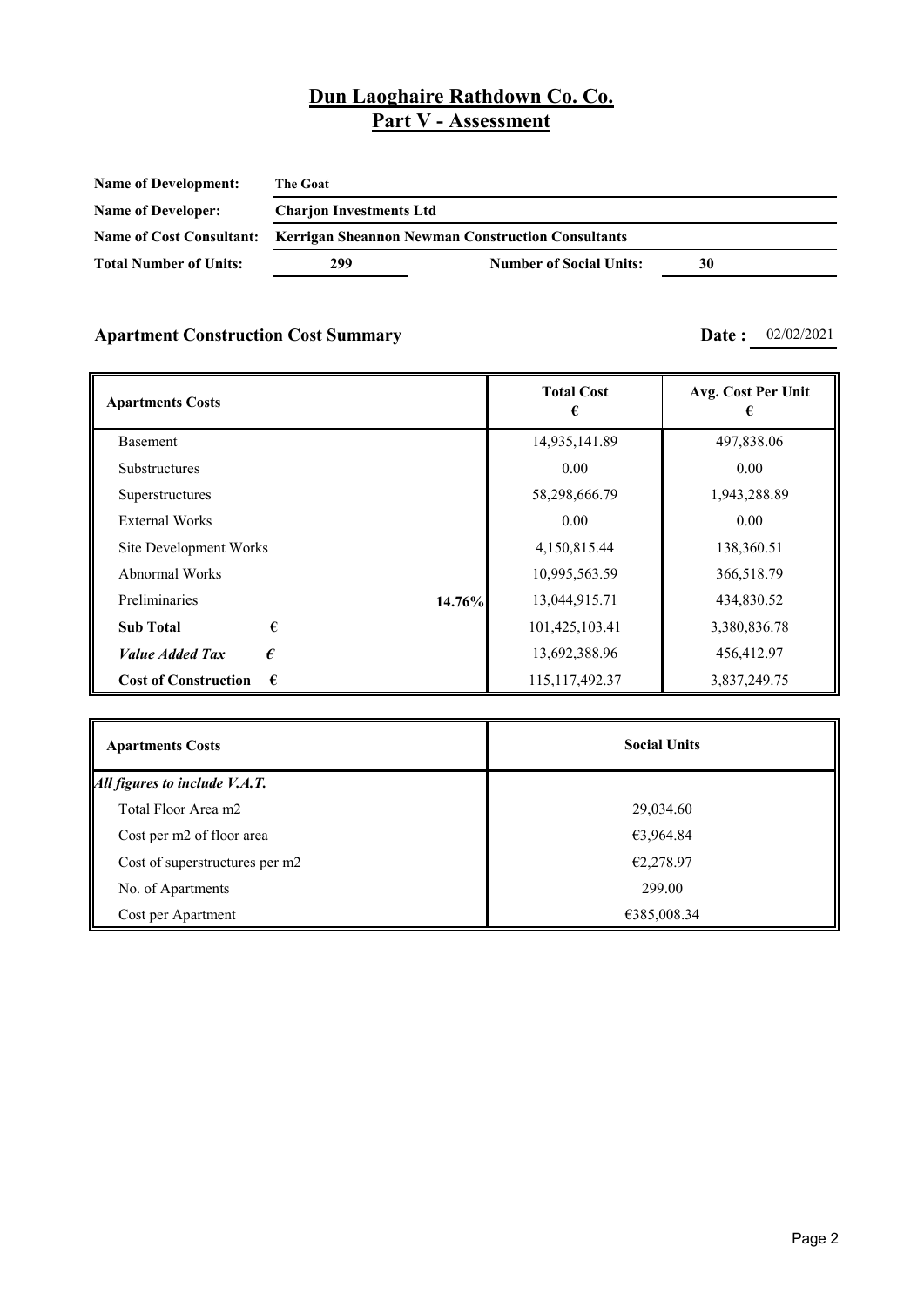# Dun Laoghaire Rathdown Co. Co.
## Part V - Assessment

| | | | |
|---|---|---|---|
| **Name of Development:** | **The Goat** | | |
| **Name of Developer:** | **Charjon Investments Ltd** | | |
| **Name of Cost Consultant:** | **Kerrigan Sheannon Newman Construction Consultants** | | |
| **Total Number of Units:** | **299** | **Number of Social Units:** | **30** |

### Apartment Construction Cost Summary

**Date :** 02/02/2021

| **Apartments Costs** | | | **Total Cost €** | **Avg. Cost Per Unit €** |
|---|---|---|---|---|
| Basement | | | 14,935,141.89 | 497,838.06 |
| Substructures | | | 0.00 | 0.00 |
| Superstructures | | | 58,298,666.79 | 1,943,288.89 |
| External Works | | | 0.00 | 0.00 |
| Site Development Works | | | 4,150,815.44 | 138,360.51 |
| Abnormal Works | | | 10,995,563.59 | 366,518.79 |
| Preliminaries | | **14.76%** | 13,044,915.71 | 434,830.52 |
| **Sub Total** | **€** | | 101,425,103.41 | 3,380,836.78 |
| ***Value Added Tax*** | ***€*** | | 13,692,388.96 | 456,412.97 |
| **Cost of Construction** | **€** | | 115,117,492.37 | 3,837,249.75 |

| **Apartments Costs** | **Social Units** |
|---|---|
| ***All figures to include V.A.T.*** | |
| Total Floor Area m2 | 29,034.60 |
| Cost per m2 of floor area | €3,964.84 |
| Cost of superstructures per m2 | €2,278.97 |
| No. of Apartments | 299.00 |
| Cost per Apartment | €385,008.34 |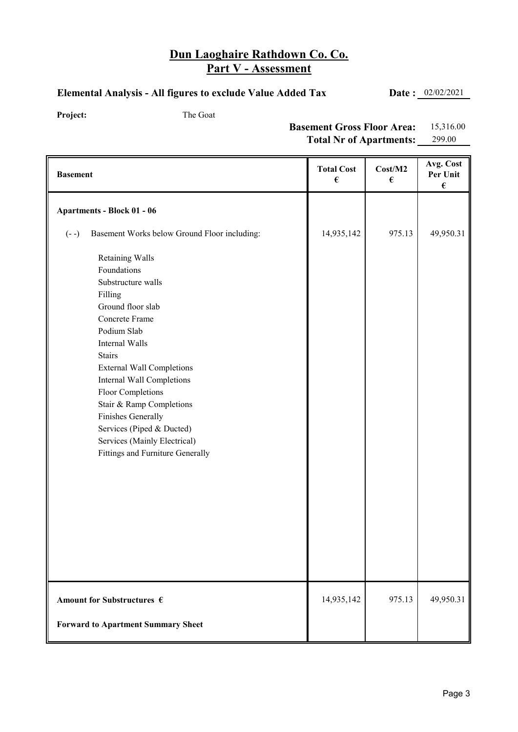# Dun Laoghaire Rathdown Co. Co.
## Part V - Assessment

**Elemental Analysis - All figures to exclude Value Added Tax** **Date :** 02/02/2021

**Project:** The Goat

**Basement Gross Floor Area:** 15,316.00
**Total Nr of Apartments:** 299.00

| **Basement** | **Total Cost €** | **Cost/M2 €** | **Avg. Cost Per Unit €** |
|---|---|---|---|
| **Apartments - Block 01 - 06** | | | |
| (- -) Basement Works below Ground Floor including: | 14,935,142 | 975.13 | 49,950.31 |
| Retaining Walls | | | |
| Foundations | | | |
| Substructure walls | | | |
| Filling | | | |
| Ground floor slab | | | |
| Concrete Frame | | | |
| Podium Slab | | | |
| Internal Walls | | | |
| Stairs | | | |
| External Wall Completions | | | |
| Internal Wall Completions | | | |
| Floor Completions | | | |
| Stair & Ramp Completions | | | |
| Finishes Generally | | | |
| Services (Piped & Ducted) | | | |
| Services (Mainly Electrical) | | | |
| Fittings and Furniture Generally | | | |
| **Amount for Substructures €** | 14,935,142 | 975.13 | 49,950.31 |
| **Forward to Apartment Summary Sheet** | | | |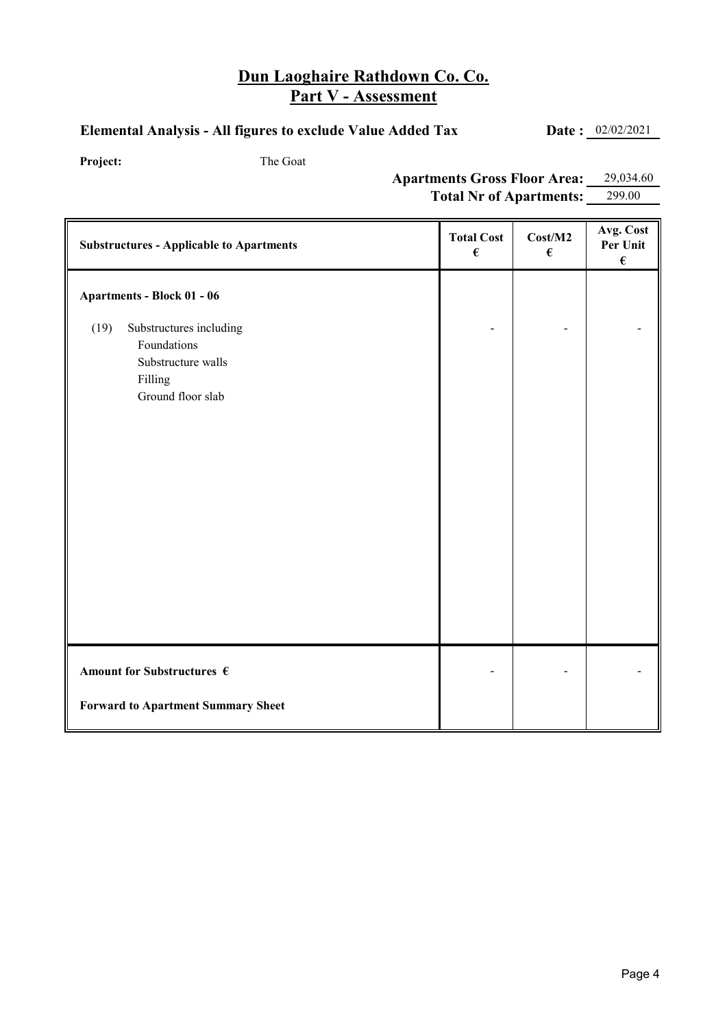# Dun Laoghaire Rathdown Co. Co.
## Part V - Assessment

**Elemental Analysis - All figures to exclude Value Added Tax** **Date :** 02/02/2021

**Project:** The Goat

**Apartments Gross Floor Area:** 29,034.60
**Total Nr of Apartments:** 299.00

| Substructures - Applicable to Apartments | Total Cost € | Cost/M2 € | Avg. Cost Per Unit € |
|---|---|---|---|
| **Apartments - Block 01 - 06** | | | |
| (19) Substructures including<br>Foundations<br>Substructure walls<br>Filling<br>Ground floor slab | - | - | - |
| **Amount for Substructures €** | - | - | - |
| **Forward to Apartment Summary Sheet** | | | |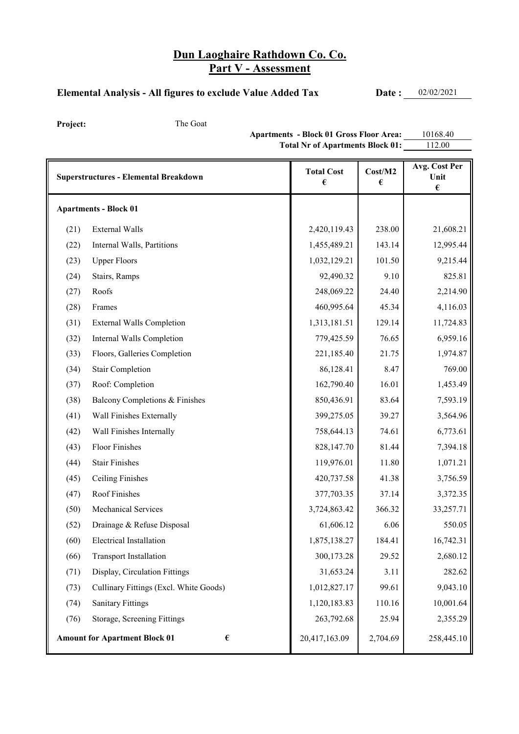# Dun Laoghaire Rathdown Co. Co.
## Part V - Assessment

**Elemental Analysis - All figures to exclude Value Added Tax** **Date :** 02/02/2021

**Project:** The Goat

**Apartments - Block 01 Gross Floor Area:** 10168.40
**Total Nr of Apartments Block 01:** 112.00

| Superstructures - Elemental Breakdown | | Total Cost € | Cost/M2 € | Avg. Cost Per Unit € |
|---|---|---|---|---|
| **Apartments - Block 01** | | | | |
| (21) | External Walls | 2,420,119.43 | 238.00 | 21,608.21 |
| (22) | Internal Walls, Partitions | 1,455,489.21 | 143.14 | 12,995.44 |
| (23) | Upper Floors | 1,032,129.21 | 101.50 | 9,215.44 |
| (24) | Stairs, Ramps | 92,490.32 | 9.10 | 825.81 |
| (27) | Roofs | 248,069.22 | 24.40 | 2,214.90 |
| (28) | Frames | 460,995.64 | 45.34 | 4,116.03 |
| (31) | External Walls Completion | 1,313,181.51 | 129.14 | 11,724.83 |
| (32) | Internal Walls Completion | 779,425.59 | 76.65 | 6,959.16 |
| (33) | Floors, Galleries Completion | 221,185.40 | 21.75 | 1,974.87 |
| (34) | Stair Completion | 86,128.41 | 8.47 | 769.00 |
| (37) | Roof: Completion | 162,790.40 | 16.01 | 1,453.49 |
| (38) | Balcony Completions & Finishes | 850,436.91 | 83.64 | 7,593.19 |
| (41) | Wall Finishes Externally | 399,275.05 | 39.27 | 3,564.96 |
| (42) | Wall Finishes Internally | 758,644.13 | 74.61 | 6,773.61 |
| (43) | Floor Finishes | 828,147.70 | 81.44 | 7,394.18 |
| (44) | Stair Finishes | 119,976.01 | 11.80 | 1,071.21 |
| (45) | Ceiling Finishes | 420,737.58 | 41.38 | 3,756.59 |
| (47) | Roof Finishes | 377,703.35 | 37.14 | 3,372.35 |
| (50) | Mechanical Services | 3,724,863.42 | 366.32 | 33,257.71 |
| (52) | Drainage & Refuse Disposal | 61,606.12 | 6.06 | 550.05 |
| (60) | Electrical Installation | 1,875,138.27 | 184.41 | 16,742.31 |
| (66) | Transport Installation | 300,173.28 | 29.52 | 2,680.12 |
| (71) | Display, Circulation Fittings | 31,653.24 | 3.11 | 282.62 |
| (73) | Cullinary Fittings (Excl. White Goods) | 1,012,827.17 | 99.61 | 9,043.10 |
| (74) | Sanitary Fittings | 1,120,183.83 | 110.16 | 10,001.64 |
| (76) | Storage, Screening Fittings | 263,792.68 | 25.94 | 2,355.29 |
| **Amount for Apartment Block 01** | **€** | 20,417,163.09 | 2,704.69 | 258,445.10 |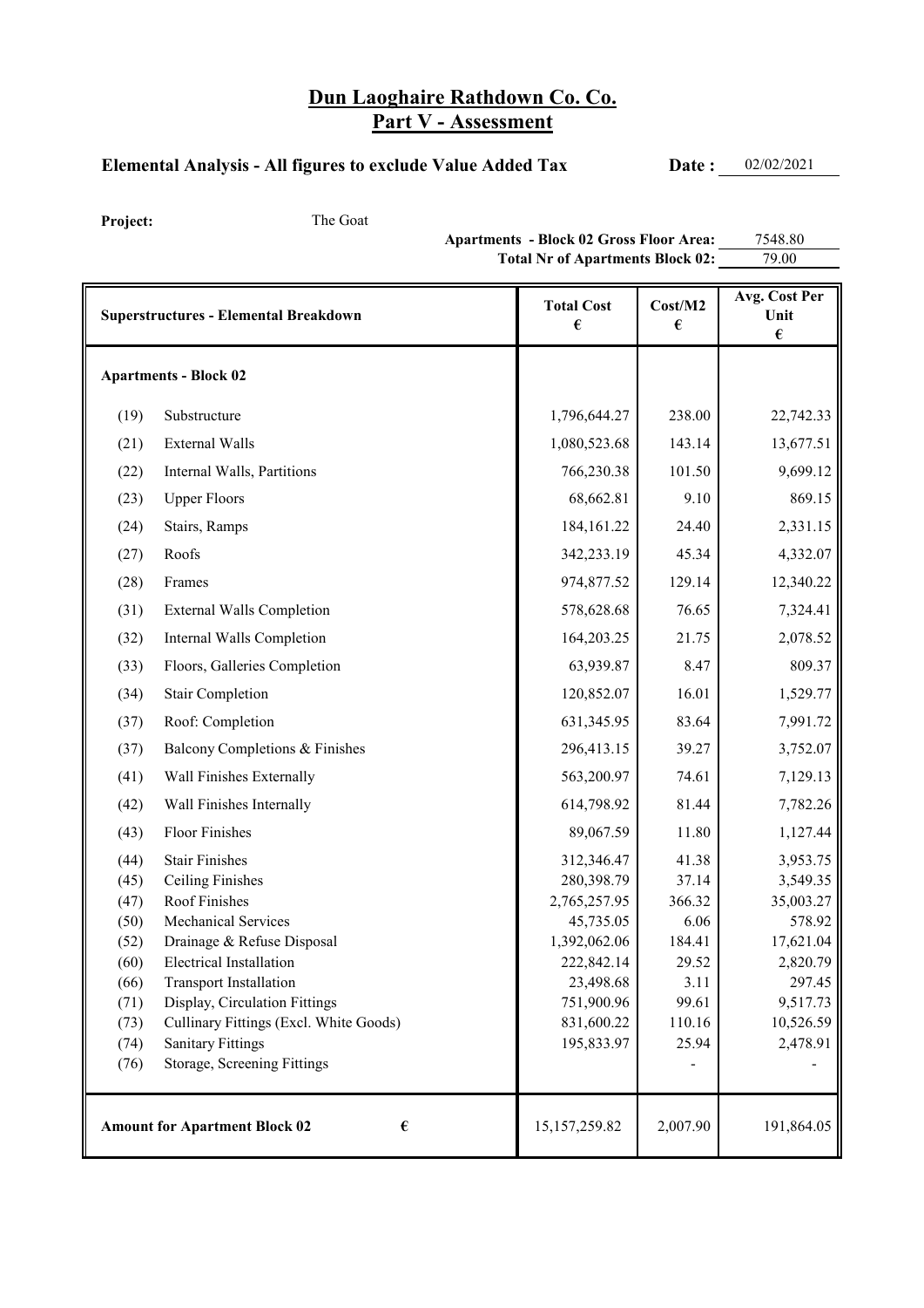# Dun Laoghaire Rathdown Co. Co.

## Part V - Assessment

**Elemental Analysis - All figures to exclude Value Added Tax** **Date :** 02/02/2021

**Project:** The Goat

**Apartments - Block 02 Gross Floor Area:** 7548.80

**Total Nr of Apartments Block 02:** 79.00

| | Superstructures - Elemental Breakdown | Total Cost € | Cost/M2 € | Avg. Cost Per Unit € |
|---|---|---|---|---|
| | **Apartments - Block 02** | | | |
| (19) | Substructure | 1,796,644.27 | 238.00 | 22,742.33 |
| (21) | External Walls | 1,080,523.68 | 143.14 | 13,677.51 |
| (22) | Internal Walls, Partitions | 766,230.38 | 101.50 | 9,699.12 |
| (23) | Upper Floors | 68,662.81 | 9.10 | 869.15 |
| (24) | Stairs, Ramps | 184,161.22 | 24.40 | 2,331.15 |
| (27) | Roofs | 342,233.19 | 45.34 | 4,332.07 |
| (28) | Frames | 974,877.52 | 129.14 | 12,340.22 |
| (31) | External Walls Completion | 578,628.68 | 76.65 | 7,324.41 |
| (32) | Internal Walls Completion | 164,203.25 | 21.75 | 2,078.52 |
| (33) | Floors, Galleries Completion | 63,939.87 | 8.47 | 809.37 |
| (34) | Stair Completion | 120,852.07 | 16.01 | 1,529.77 |
| (37) | Roof: Completion | 631,345.95 | 83.64 | 7,991.72 |
| (37) | Balcony Completions & Finishes | 296,413.15 | 39.27 | 3,752.07 |
| (41) | Wall Finishes Externally | 563,200.97 | 74.61 | 7,129.13 |
| (42) | Wall Finishes Internally | 614,798.92 | 81.44 | 7,782.26 |
| (43) | Floor Finishes | 89,067.59 | 11.80 | 1,127.44 |
| (44) | Stair Finishes | 312,346.47 | 41.38 | 3,953.75 |
| (45) | Ceiling Finishes | 280,398.79 | 37.14 | 3,549.35 |
| (47) | Roof Finishes | 2,765,257.95 | 366.32 | 35,003.27 |
| (50) | Mechanical Services | 45,735.05 | 6.06 | 578.92 |
| (52) | Drainage & Refuse Disposal | 1,392,062.06 | 184.41 | 17,621.04 |
| (60) | Electrical Installation | 222,842.14 | 29.52 | 2,820.79 |
| (66) | Transport Installation | 23,498.68 | 3.11 | 297.45 |
| (71) | Display, Circulation Fittings | 751,900.96 | 99.61 | 9,517.73 |
| (73) | Cullinary Fittings (Excl. White Goods) | 831,600.22 | 110.16 | 10,526.59 |
| (74) | Sanitary Fittings | 195,833.97 | 25.94 | 2,478.91 |
| (76) | Storage, Screening Fittings | | - | - |
| | **Amount for Apartment Block 02 €** | 15,157,259.82 | 2,007.90 | 191,864.05 |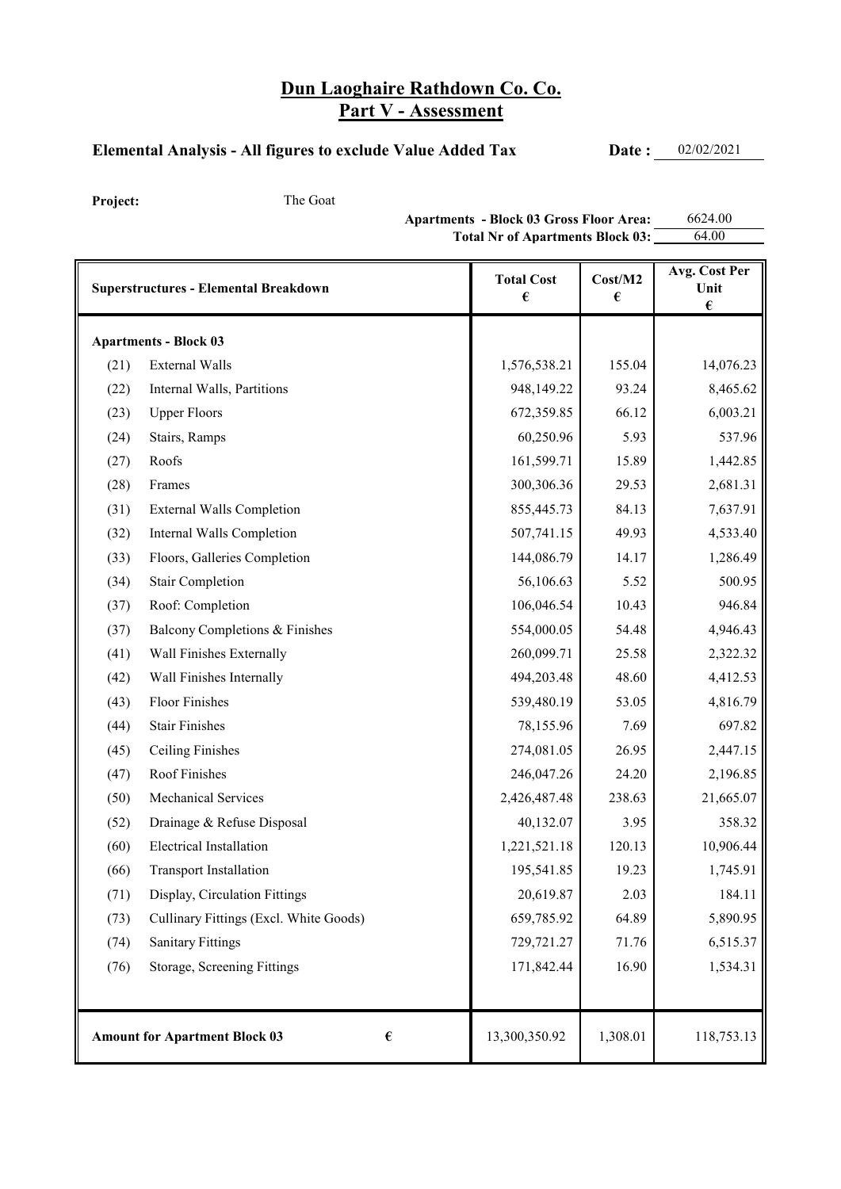# Dun Laoghaire Rathdown Co. Co.
## Part V - Assessment

**Elemental Analysis - All figures to exclude Value Added Tax** **Date :** 02/02/2021

**Project:** The Goat

**Apartments - Block 03 Gross Floor Area:** 6624.00
**Total Nr of Apartments Block 03:** 64.00

| Superstructures - Elemental Breakdown | | Total Cost € | Cost/M2 € | Avg. Cost Per Unit € |
|---|---|---|---|---|
| **Apartments - Block 03** | | | | |
| (21) | External Walls | 1,576,538.21 | 155.04 | 14,076.23 |
| (22) | Internal Walls, Partitions | 948,149.22 | 93.24 | 8,465.62 |
| (23) | Upper Floors | 672,359.85 | 66.12 | 6,003.21 |
| (24) | Stairs, Ramps | 60,250.96 | 5.93 | 537.96 |
| (27) | Roofs | 161,599.71 | 15.89 | 1,442.85 |
| (28) | Frames | 300,306.36 | 29.53 | 2,681.31 |
| (31) | External Walls Completion | 855,445.73 | 84.13 | 7,637.91 |
| (32) | Internal Walls Completion | 507,741.15 | 49.93 | 4,533.40 |
| (33) | Floors, Galleries Completion | 144,086.79 | 14.17 | 1,286.49 |
| (34) | Stair Completion | 56,106.63 | 5.52 | 500.95 |
| (37) | Roof: Completion | 106,046.54 | 10.43 | 946.84 |
| (37) | Balcony Completions & Finishes | 554,000.05 | 54.48 | 4,946.43 |
| (41) | Wall Finishes Externally | 260,099.71 | 25.58 | 2,322.32 |
| (42) | Wall Finishes Internally | 494,203.48 | 48.60 | 4,412.53 |
| (43) | Floor Finishes | 539,480.19 | 53.05 | 4,816.79 |
| (44) | Stair Finishes | 78,155.96 | 7.69 | 697.82 |
| (45) | Ceiling Finishes | 274,081.05 | 26.95 | 2,447.15 |
| (47) | Roof Finishes | 246,047.26 | 24.20 | 2,196.85 |
| (50) | Mechanical Services | 2,426,487.48 | 238.63 | 21,665.07 |
| (52) | Drainage & Refuse Disposal | 40,132.07 | 3.95 | 358.32 |
| (60) | Electrical Installation | 1,221,521.18 | 120.13 | 10,906.44 |
| (66) | Transport Installation | 195,541.85 | 19.23 | 1,745.91 |
| (71) | Display, Circulation Fittings | 20,619.87 | 2.03 | 184.11 |
| (73) | Cullinary Fittings (Excl. White Goods) | 659,785.92 | 64.89 | 5,890.95 |
| (74) | Sanitary Fittings | 729,721.27 | 71.76 | 6,515.37 |
| (76) | Storage, Screening Fittings | 171,842.44 | 16.90 | 1,534.31 |
| **Amount for Apartment Block 03** | **€** | 13,300,350.92 | 1,308.01 | 118,753.13 |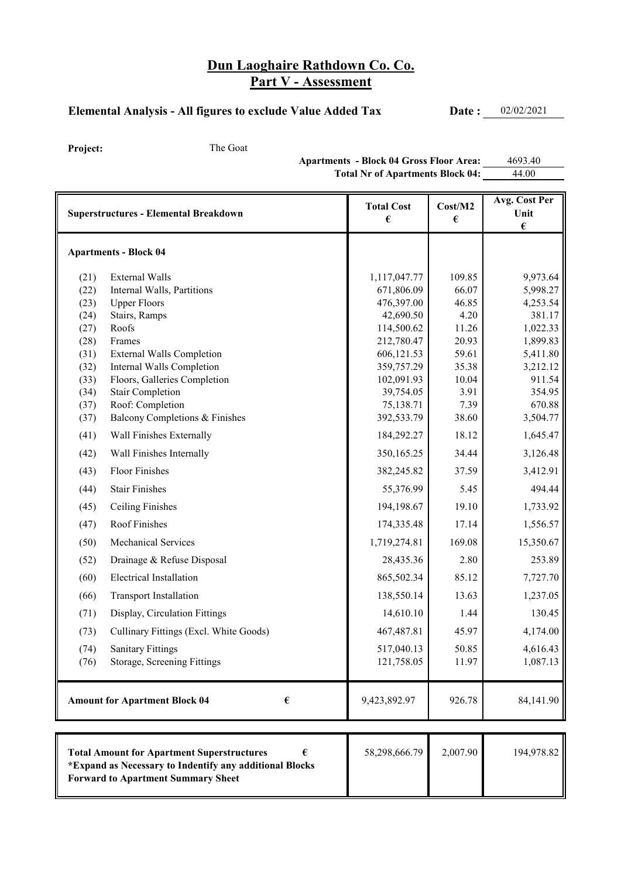# Dun Laoghaire Rathdown Co. Co.
## Part V - Assessment

**Elemental Analysis - All figures to exclude Value Added Tax** **Date :** 02/02/2021

**Project:** The Goat

**Apartments - Block 04 Gross Floor Area:** 4693.40
**Total Nr of Apartments Block 04:** 44.00

| | **Superstructures - Elemental Breakdown** | **Total Cost €** | **Cost/M2 €** | **Avg. Cost Per Unit €** |
|---|---|---|---|---|
| | **Apartments - Block 04** | | | |
| (21) | External Walls | 1,117,047.77 | 109.85 | 9,973.64 |
| (22) | Internal Walls, Partitions | 671,806.09 | 66.07 | 5,998.27 |
| (23) | Upper Floors | 476,397.00 | 46.85 | 4,253.54 |
| (24) | Stairs, Ramps | 42,690.50 | 4.20 | 381.17 |
| (27) | Roofs | 114,500.62 | 11.26 | 1,022.33 |
| (28) | Frames | 212,780.47 | 20.93 | 1,899.83 |
| (31) | External Walls Completion | 606,121.53 | 59.61 | 5,411.80 |
| (32) | Internal Walls Completion | 359,757.29 | 35.38 | 3,212.12 |
| (33) | Floors, Galleries Completion | 102,091.93 | 10.04 | 911.54 |
| (34) | Stair Completion | 39,754.05 | 3.91 | 354.95 |
| (37) | Roof: Completion | 75,138.71 | 7.39 | 670.88 |
| (37) | Balcony Completions & Finishes | 392,533.79 | 38.60 | 3,504.77 |
| (41) | Wall Finishes Externally | 184,292.27 | 18.12 | 1,645.47 |
| (42) | Wall Finishes Internally | 350,165.25 | 34.44 | 3,126.48 |
| (43) | Floor Finishes | 382,245.82 | 37.59 | 3,412.91 |
| (44) | Stair Finishes | 55,376.99 | 5.45 | 494.44 |
| (45) | Ceiling Finishes | 194,198.67 | 19.10 | 1,733.92 |
| (47) | Roof Finishes | 174,335.48 | 17.14 | 1,556.57 |
| (50) | Mechanical Services | 1,719,274.81 | 169.08 | 15,350.67 |
| (52) | Drainage & Refuse Disposal | 28,435.36 | 2.80 | 253.89 |
| (60) | Electrical Installation | 865,502.34 | 85.12 | 7,727.70 |
| (66) | Transport Installation | 138,550.14 | 13.63 | 1,237.05 |
| (71) | Display, Circulation Fittings | 14,610.10 | 1.44 | 130.45 |
| (73) | Cullinary Fittings (Excl. White Goods) | 467,487.81 | 45.97 | 4,174.00 |
| (74) | Sanitary Fittings | 517,040.13 | 50.85 | 4,616.43 |
| (76) | Storage, Screening Fittings | 121,758.05 | 11.97 | 1,087.13 |
| | **Amount for Apartment Block 04 €** | 9,423,892.97 | 926.78 | 84,141.90 |

| **Total Amount for Apartment Superstructures €** **\*Expand as Necessary to Indentify any additional Blocks** **Forward to Apartment Summary Sheet** | 58,298,666.79 | 2,007.90 | 194,978.82 |
|---|---|---|---|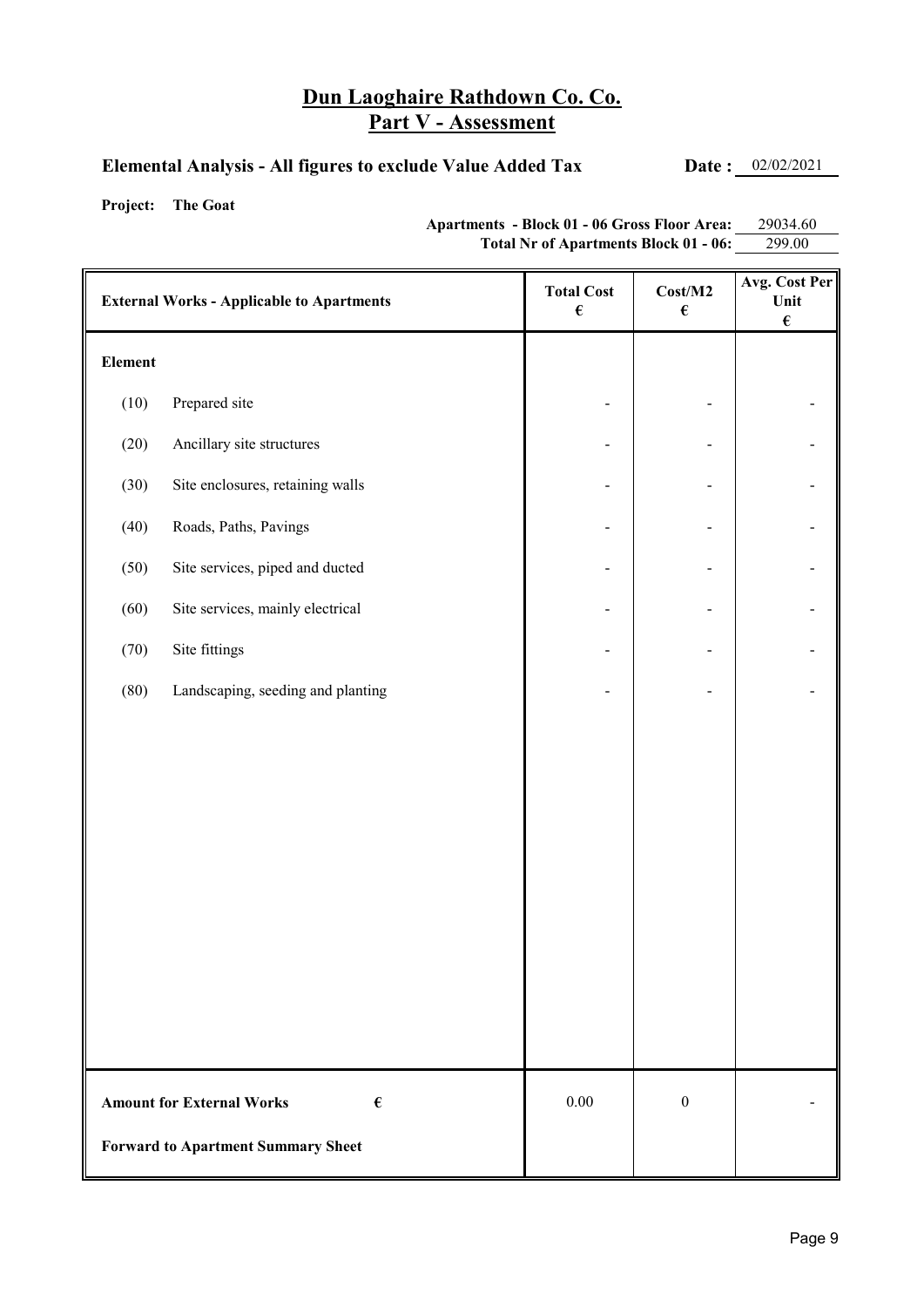# Dun Laoghaire Rathdown Co. Co.
## Part V - Assessment

**Elemental Analysis - All figures to exclude Value Added Tax** **Date :** 02/02/2021

**Project:** **The Goat**

**Apartments - Block 01 - 06 Gross Floor Area:** 29034.60
**Total Nr of Apartments Block 01 - 06:** 299.00

| External Works - Applicable to Apartments | | Total Cost € | Cost/M2 € | Avg. Cost Per Unit € |
|---|---|---|---|---|
| **Element** | | | | |
| (10) | Prepared site | - | - | - |
| (20) | Ancillary site structures | - | - | - |
| (30) | Site enclosures, retaining walls | - | - | - |
| (40) | Roads, Paths, Pavings | - | - | - |
| (50) | Site services, piped and ducted | - | - | - |
| (60) | Site services, mainly electrical | - | - | - |
| (70) | Site fittings | - | - | - |
| (80) | Landscaping, seeding and planting | - | - | - |
| **Amount for External Works** | **€** | 0.00 | 0 | - |
| **Forward to Apartment Summary Sheet** | | | | |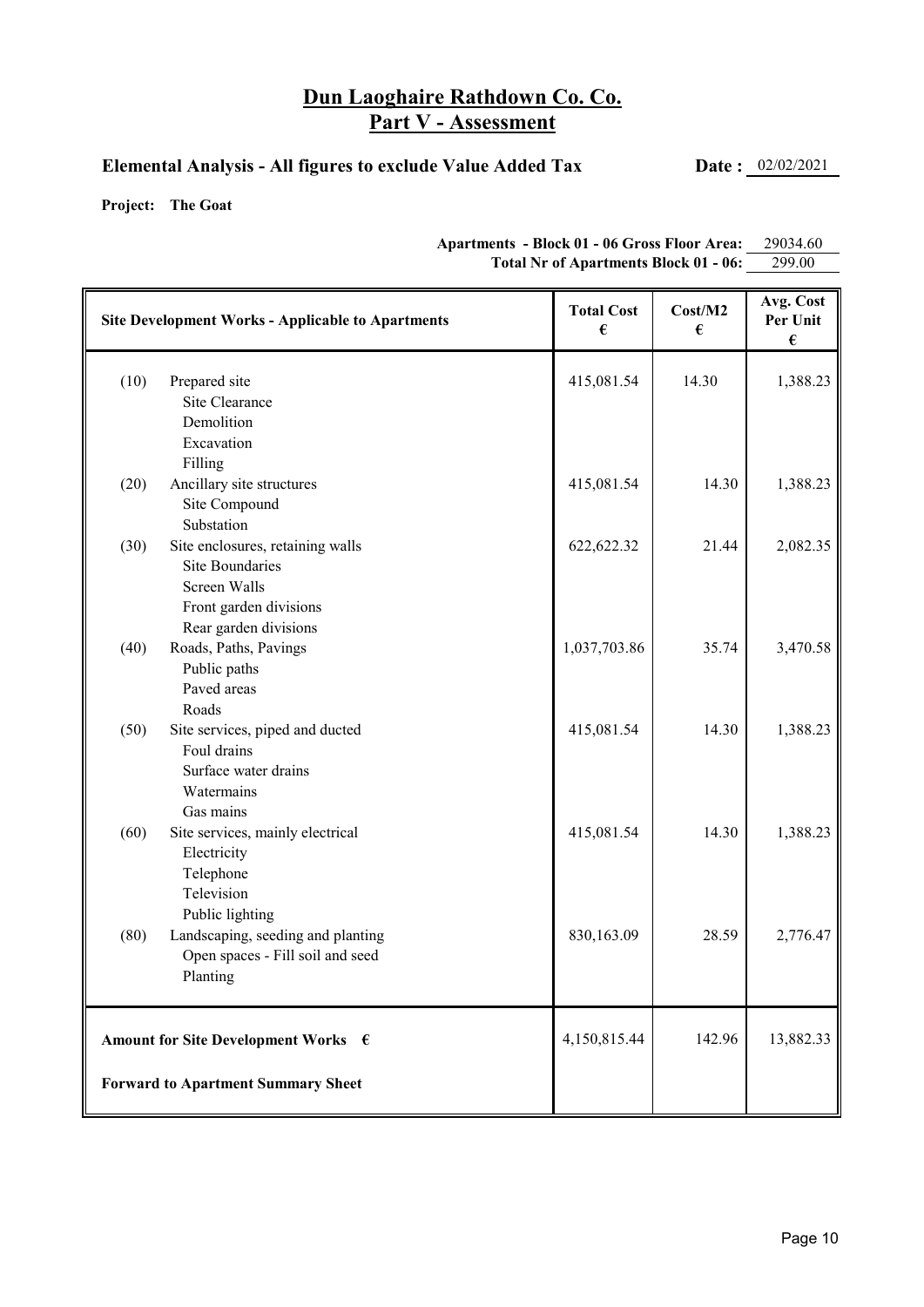# Dun Laoghaire Rathdown Co. Co.

## Part V - Assessment

**Elemental Analysis - All figures to exclude Value Added Tax** **Date :** 02/02/2021

**Project: The Goat**

**Apartments - Block 01 - 06 Gross Floor Area:** 29034.60

**Total Nr of Apartments Block 01 - 06:** 299.00

| | Site Development Works - Applicable to Apartments | Total Cost € | Cost/M2 € | Avg. Cost Per Unit € |
|---|---|---|---|---|
| (10) | Prepared site<br>Site Clearance<br>Demolition<br>Excavation<br>Filling | 415,081.54 | 14.30 | 1,388.23 |
| (20) | Ancillary site structures<br>Site Compound<br>Substation | 415,081.54 | 14.30 | 1,388.23 |
| (30) | Site enclosures, retaining walls<br>Site Boundaries<br>Screen Walls<br>Front garden divisions<br>Rear garden divisions | 622,622.32 | 21.44 | 2,082.35 |
| (40) | Roads, Paths, Pavings<br>Public paths<br>Paved areas<br>Roads | 1,037,703.86 | 35.74 | 3,470.58 |
| (50) | Site services, piped and ducted<br>Foul drains<br>Surface water drains<br>Watermains<br>Gas mains | 415,081.54 | 14.30 | 1,388.23 |
| (60) | Site services, mainly electrical<br>Electricity<br>Telephone<br>Television<br>Public lighting | 415,081.54 | 14.30 | 1,388.23 |
| (80) | Landscaping, seeding and planting<br>Open spaces - Fill soil and seed<br>Planting | 830,163.09 | 28.59 | 2,776.47 |
| | **Amount for Site Development Works €**<br><br>**Forward to Apartment Summary Sheet** | 4,150,815.44 | 142.96 | 13,882.33 |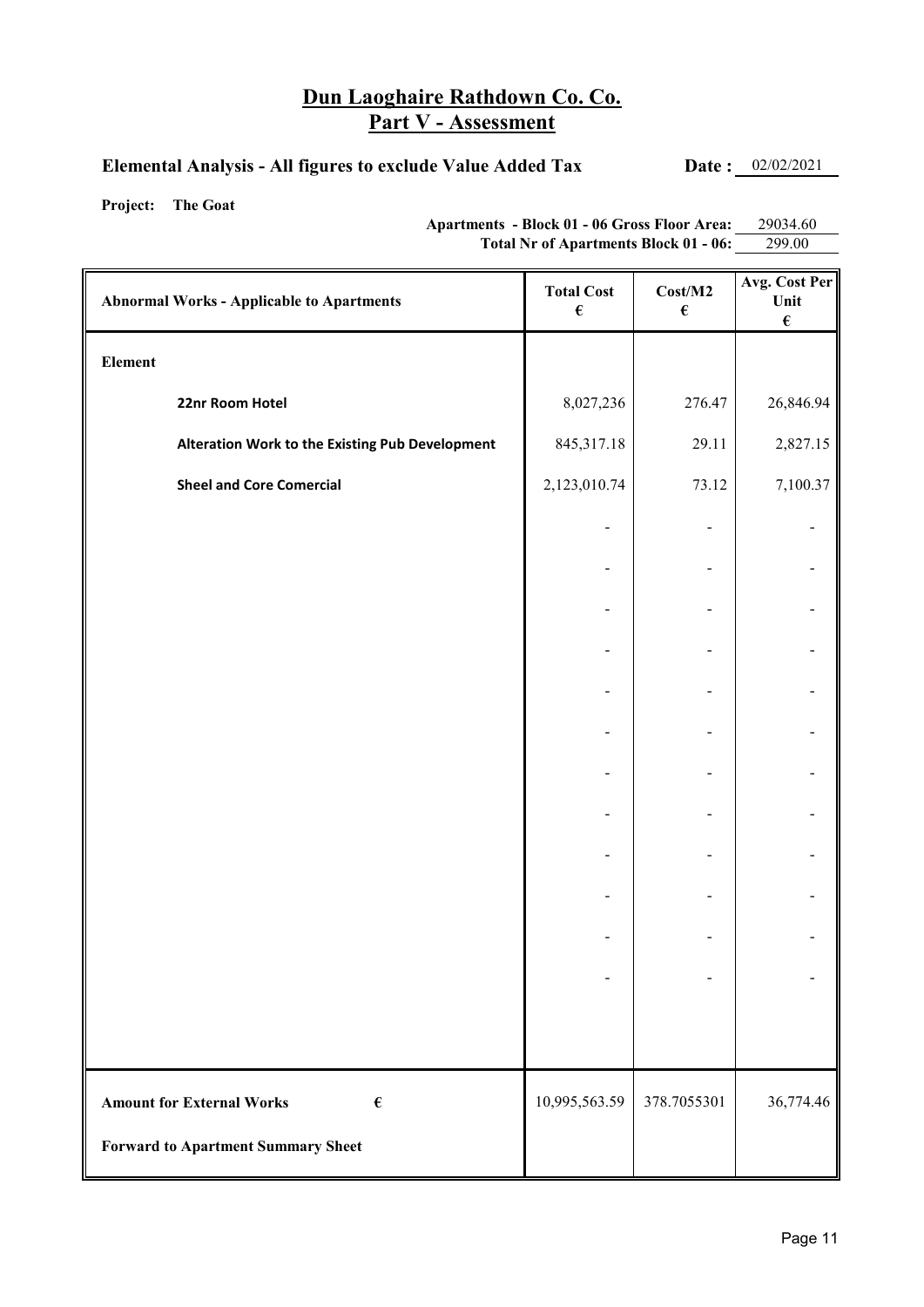# Dun Laoghaire Rathdown Co. Co.
## Part V - Assessment

**Elemental Analysis - All figures to exclude Value Added Tax** **Date :** 02/02/2021

**Project: The Goat**

**Apartments - Block 01 - 06 Gross Floor Area:** 29034.60
**Total Nr of Apartments Block 01 - 06:** 299.00

| Abnormal Works - Applicable to Apartments | Total Cost € | Cost/M2 € | Avg. Cost Per Unit € |
|---|---|---|---|
| **Element** | | | |
| **22nr Room Hotel** | 8,027,236 | 276.47 | 26,846.94 |
| **Alteration Work to the Existing Pub Development** | 845,317.18 | 29.11 | 2,827.15 |
| **Sheel and Core Comercial** | 2,123,010.74 | 73.12 | 7,100.37 |
| | - | - | - |
| | - | - | - |
| | - | - | - |
| | - | - | - |
| | - | - | - |
| | - | - | - |
| | - | - | - |
| | - | - | - |
| | - | - | - |
| | - | - | - |
| | - | - | - |
| | - | - | - |
| **Amount for External Works** € | 10,995,563.59 | 378.7055301 | 36,774.46 |
| **Forward to Apartment Summary Sheet** | | | |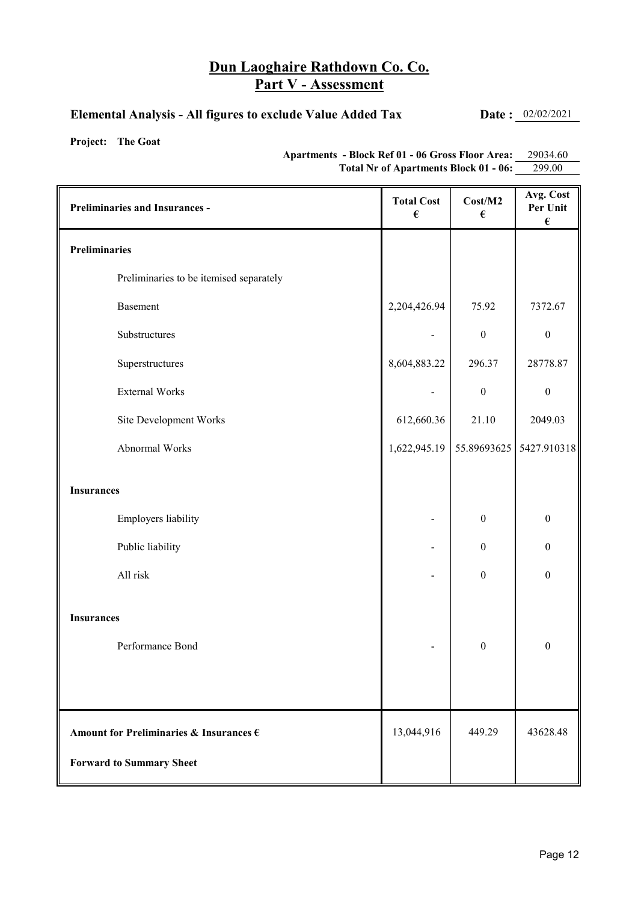# Dun Laoghaire Rathdown Co. Co.

## Part V - Assessment

**Elemental Analysis - All figures to exclude Value Added Tax** **Date :** 02/02/2021

**Project: The Goat**

**Apartments - Block Ref 01 - 06 Gross Floor Area:** 29034.60

**Total Nr of Apartments Block 01 - 06:** 299.00

| Preliminaries and Insurances - | Total Cost € | Cost/M2 € | Avg. Cost Per Unit € |
|---|---|---|---|
| **Preliminaries** | | | |
| Preliminaries to be itemised separately | | | |
| Basement | 2,204,426.94 | 75.92 | 7372.67 |
| Substructures | - | 0 | 0 |
| Superstructures | 8,604,883.22 | 296.37 | 28778.87 |
| External Works | - | 0 | 0 |
| Site Development Works | 612,660.36 | 21.10 | 2049.03 |
| Abnormal Works | 1,622,945.19 | 55.89693625 | 5427.910318 |
| **Insurances** | | | |
| Employers liability | - | 0 | 0 |
| Public liability | - | 0 | 0 |
| All risk | - | 0 | 0 |
| **Insurances** | | | |
| Performance Bond | - | 0 | 0 |
| **Amount for Preliminaries & Insurances €** | 13,044,916 | 449.29 | 43628.48 |
| **Forward to Summary Sheet** | | | |